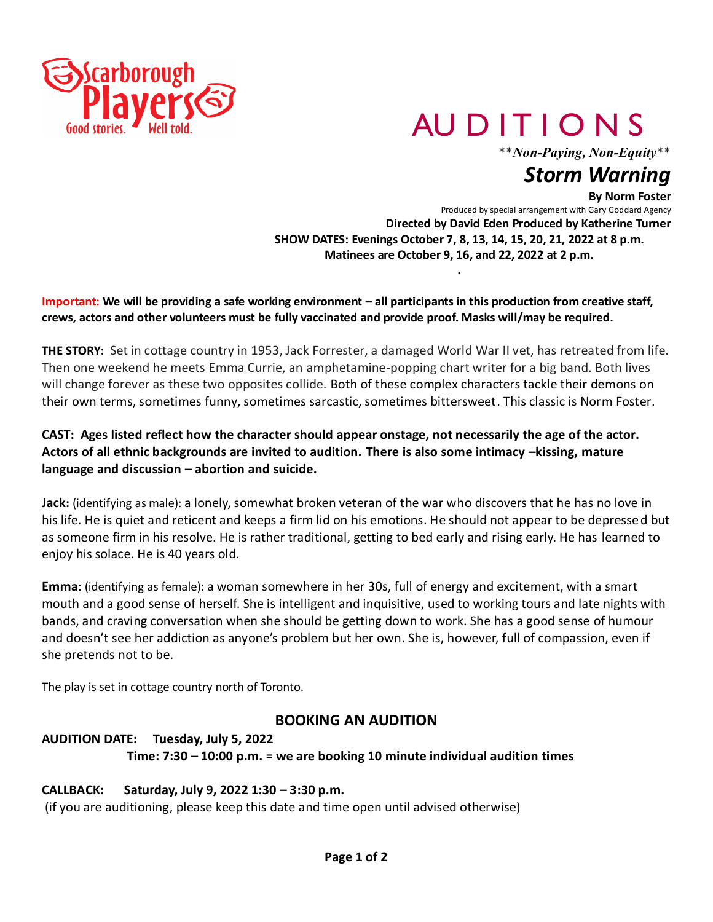Scarborough Players
Good stories. Well told.

# AUDITIONS

***Non-Paying, Non-Equity***

## *Storm Warning*

**By Norm Foster**

Produced by special arrangement with Gary Goddard Agency

**Directed by David Eden Produced by Katherine Turner**

**SHOW DATES: Evenings October 7, 8, 13, 14, 15, 20, 21, 2022 at 8 p.m.**
**Matinees are October 9, 16, and 22, 2022 at 2 p.m.**

**Important: We will be providing a safe working environment – all participants in this production from creative staff, crews, actors and other volunteers must be fully vaccinated and provide proof. Masks will/may be required.**

**THE STORY:** Set in cottage country in 1953, Jack Forrester, a damaged World War II vet, has retreated from life. Then one weekend he meets Emma Currie, an amphetamine-popping chart writer for a big band. Both lives will change forever as these two opposites collide. Both of these complex characters tackle their demons on their own terms, sometimes funny, sometimes sarcastic, sometimes bittersweet. This classic is Norm Foster.

**CAST: Ages listed reflect how the character should appear onstage, not necessarily the age of the actor. Actors of all ethnic backgrounds are invited to audition. There is also some intimacy –kissing, mature language and discussion – abortion and suicide.**

**Jack:** (identifying as male): a lonely, somewhat broken veteran of the war who discovers that he has no love in his life. He is quiet and reticent and keeps a firm lid on his emotions. He should not appear to be depressed but as someone firm in his resolve. He is rather traditional, getting to bed early and rising early. He has learned to enjoy his solace. He is 40 years old.

**Emma**: (identifying as female): a woman somewhere in her 30s, full of energy and excitement, with a smart mouth and a good sense of herself. She is intelligent and inquisitive, used to working tours and late nights with bands, and craving conversation when she should be getting down to work. She has a good sense of humour and doesn't see her addiction as anyone's problem but her own. She is, however, full of compassion, even if she pretends not to be.

The play is set in cottage country north of Toronto.

## BOOKING AN AUDITION

**AUDITION DATE: Tuesday, July 5, 2022**
**Time: 7:30 – 10:00 p.m. = we are booking 10 minute individual audition times**

**CALLBACK: Saturday, July 9, 2022 1:30 – 3:30 p.m.**
(if you are auditioning, please keep this date and time open until advised otherwise)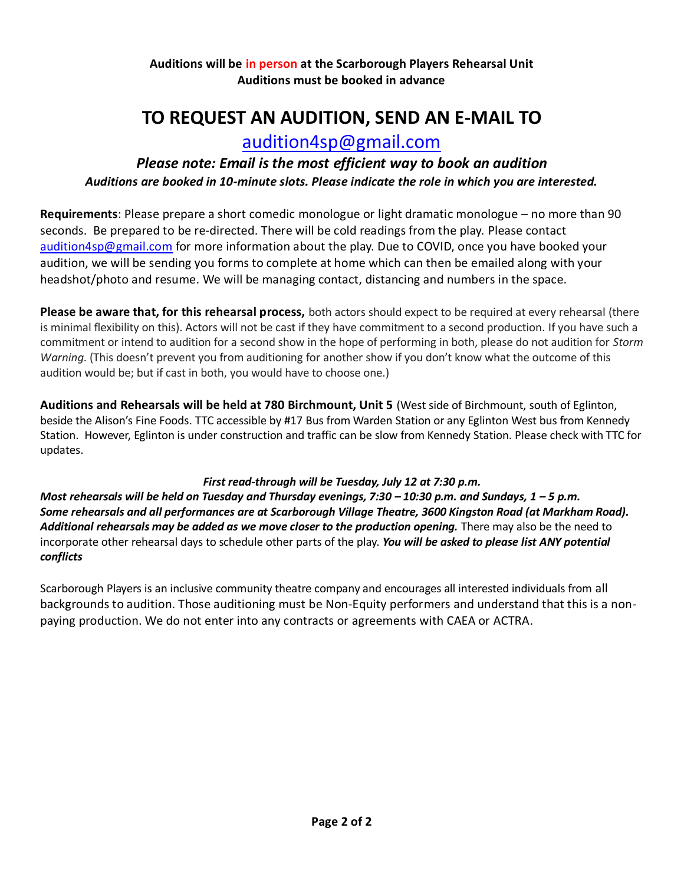**Auditions will be in person at the Scarborough Players Rehearsal Unit**
**Auditions must be booked in advance**

# TO REQUEST AN AUDITION, SEND AN E-MAIL TO

## audition4sp@gmail.com

***Please note: Email is the most efficient way to book an audition***

***Auditions are booked in 10-minute slots. Please indicate the role in which you are interested.***

**Requirements**: Please prepare a short comedic monologue or light dramatic monologue – no more than 90 seconds. Be prepared to be re-directed. There will be cold readings from the play. Please contact audition4sp@gmail.com for more information about the play. Due to COVID, once you have booked your audition, we will be sending you forms to complete at home which can then be emailed along with your headshot/photo and resume. We will be managing contact, distancing and numbers in the space.

**Please be aware that, for this rehearsal process,** both actors should expect to be required at every rehearsal (there is minimal flexibility on this). Actors will not be cast if they have commitment to a second production. If you have such a commitment or intend to audition for a second show in the hope of performing in both, please do not audition for *Storm Warning*. (This doesn't prevent you from auditioning for another show if you don't know what the outcome of this audition would be; but if cast in both, you would have to choose one.)

**Auditions and Rehearsals will be held at 780 Birchmount, Unit 5** (West side of Birchmount, south of Eglinton, beside the Alison's Fine Foods. TTC accessible by #17 Bus from Warden Station or any Eglinton West bus from Kennedy Station. However, Eglinton is under construction and traffic can be slow from Kennedy Station. Please check with TTC for updates.

***First read-through will be Tuesday, July 12 at 7:30 p.m.***

***Most rehearsals will be held on Tuesday and Thursday evenings, 7:30 – 10:30 p.m. and Sundays, 1 – 5 p.m.***
***Some rehearsals and all performances are at Scarborough Village Theatre, 3600 Kingston Road (at Markham Road).***
***Additional rehearsals may be added as we move closer to the production opening.*** There may also be the need to incorporate other rehearsal days to schedule other parts of the play. ***You will be asked to please list ANY potential conflicts***

Scarborough Players is an inclusive community theatre company and encourages all interested individuals from all backgrounds to audition. Those auditioning must be Non-Equity performers and understand that this is a non-paying production. We do not enter into any contracts or agreements with CAEA or ACTRA.